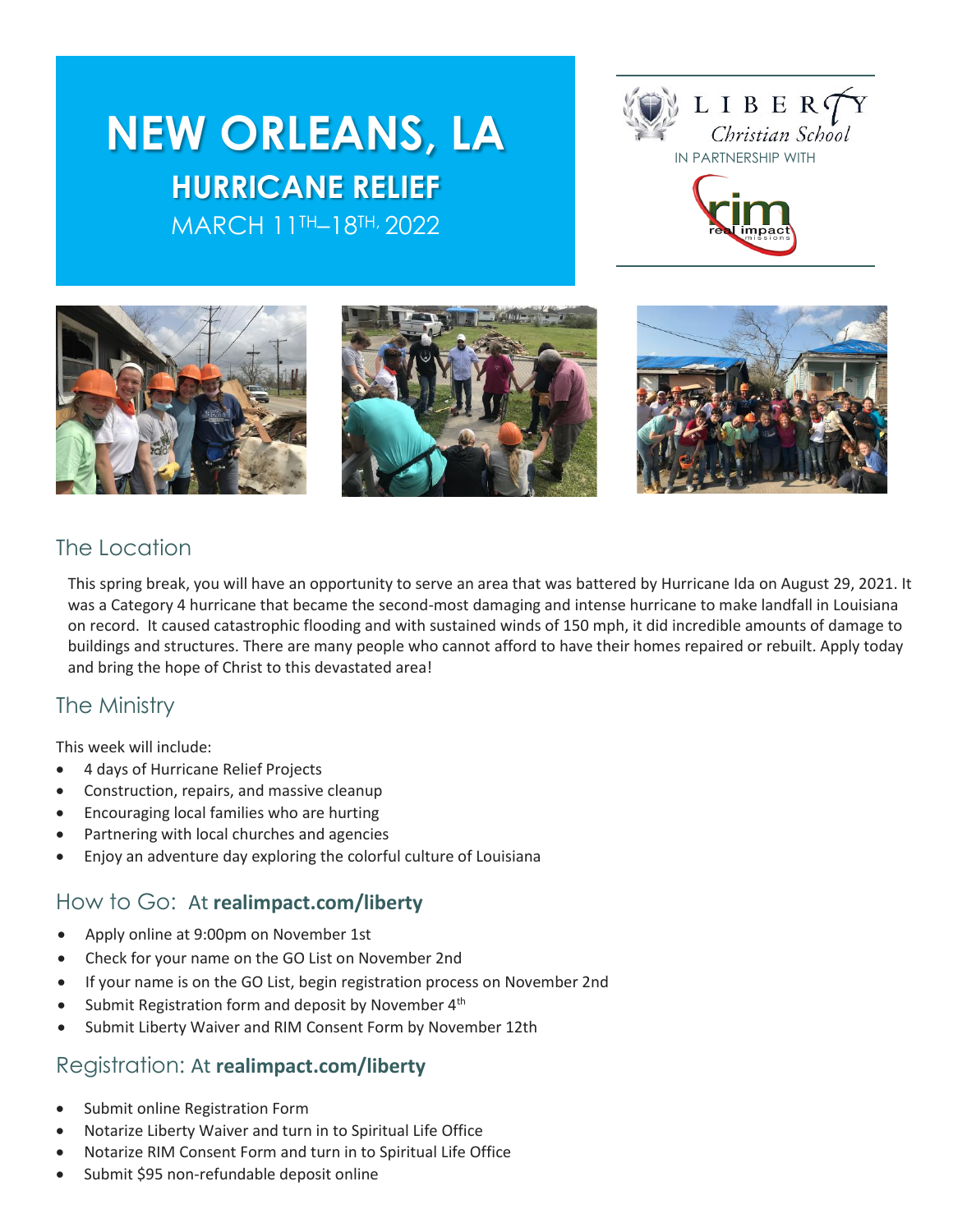# NEW ORLEANS, LA

## HURRICANE RELIEF

MARCH 11TH–18TH, 2022

LIBERTY Christian School

IN PARTNERSHIP WITH

rim real impact missions

## The Location

This spring break, you will have an opportunity to serve an area that was battered by Hurricane Ida on August 29, 2021. It was a Category 4 hurricane that became the second-most damaging and intense hurricane to make landfall in Louisiana on record. It caused catastrophic flooding and with sustained winds of 150 mph, it did incredible amounts of damage to buildings and structures. There are many people who cannot afford to have their homes repaired or rebuilt. Apply today and bring the hope of Christ to this devastated area!

## The Ministry

This week will include:

- 4 days of Hurricane Relief Projects
- Construction, repairs, and massive cleanup
- Encouraging local families who are hurting
- Partnering with local churches and agencies
- Enjoy an adventure day exploring the colorful culture of Louisiana

## How to Go: At **realimpact.com/liberty**

- Apply online at 9:00pm on November 1st
- Check for your name on the GO List on November 2nd
- If your name is on the GO List, begin registration process on November 2nd
- Submit Registration form and deposit by November 4th
- Submit Liberty Waiver and RIM Consent Form by November 12th

## Registration: At **realimpact.com/liberty**

- Submit online Registration Form
- Notarize Liberty Waiver and turn in to Spiritual Life Office
- Notarize RIM Consent Form and turn in to Spiritual Life Office
- Submit $95 non-refundable deposit online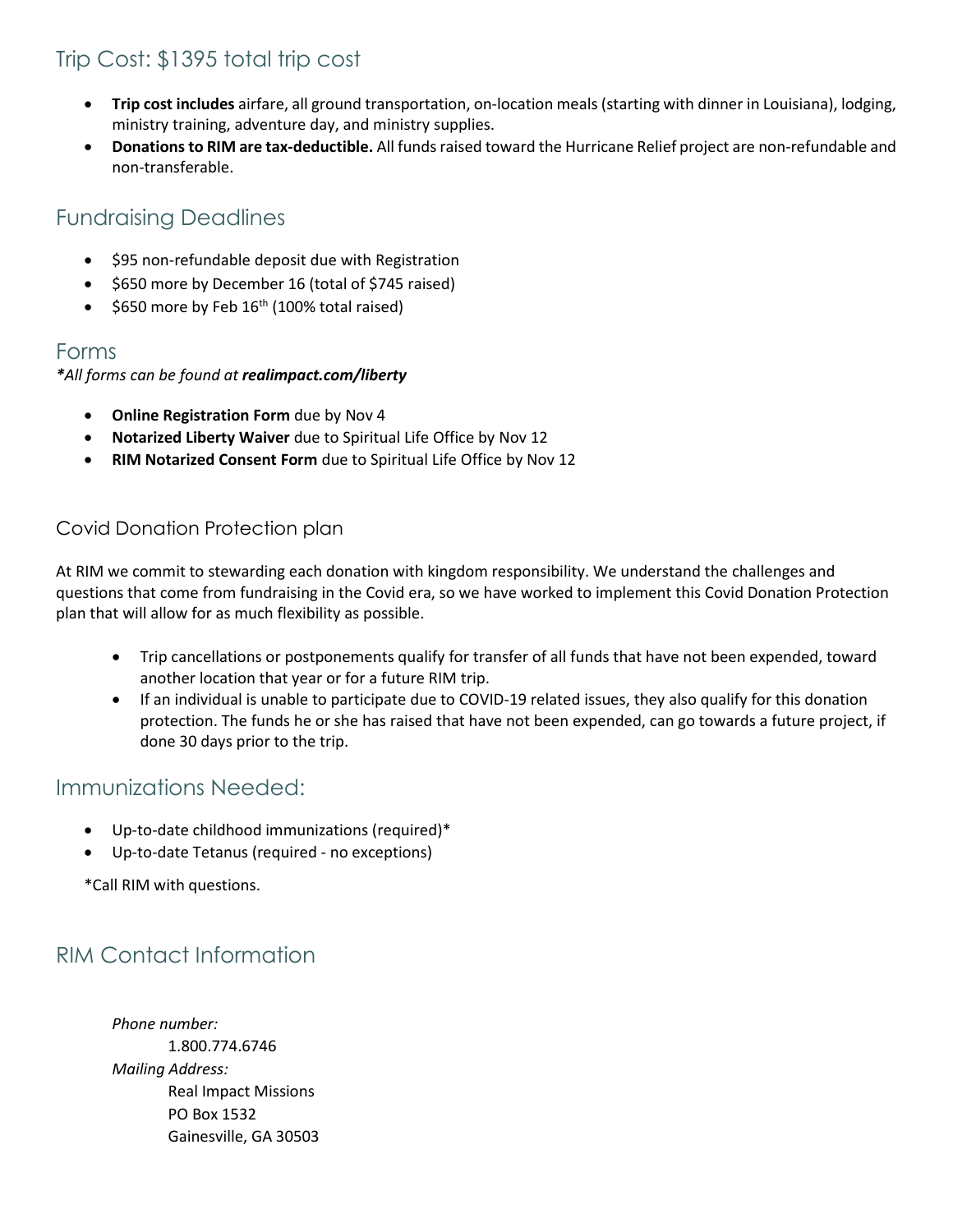## Trip Cost: $1395 total trip cost

- **Trip cost includes** airfare, all ground transportation, on-location meals (starting with dinner in Louisiana), lodging, ministry training, adventure day, and ministry supplies.
- **Donations to RIM are tax-deductible.** All funds raised toward the Hurricane Relief project are non-refundable and non-transferable.

## Fundraising Deadlines

- $95 non-refundable deposit due with Registration
- $650 more by December 16 (total of $745 raised)
- $650 more by Feb 16th (100% total raised)

## Forms

***All forms can be found at realimpact.com/liberty***

- **Online Registration Form** due by Nov 4
- **Notarized Liberty Waiver** due to Spiritual Life Office by Nov 12
- **RIM Notarized Consent Form** due to Spiritual Life Office by Nov 12

### Covid Donation Protection plan

At RIM we commit to stewarding each donation with kingdom responsibility. We understand the challenges and questions that come from fundraising in the Covid era, so we have worked to implement this Covid Donation Protection plan that will allow for as much flexibility as possible.

- Trip cancellations or postponements qualify for transfer of all funds that have not been expended, toward another location that year or for a future RIM trip.
- If an individual is unable to participate due to COVID-19 related issues, they also qualify for this donation protection. The funds he or she has raised that have not been expended, can go towards a future project, if done 30 days prior to the trip.

## Immunizations Needed:

- Up-to-date childhood immunizations (required)*
- Up-to-date Tetanus (required - no exceptions)

*Call RIM with questions.

## RIM Contact Information

*Phone number:*
1.800.774.6746

*Mailing Address:*
Real Impact Missions
PO Box 1532
Gainesville, GA 30503